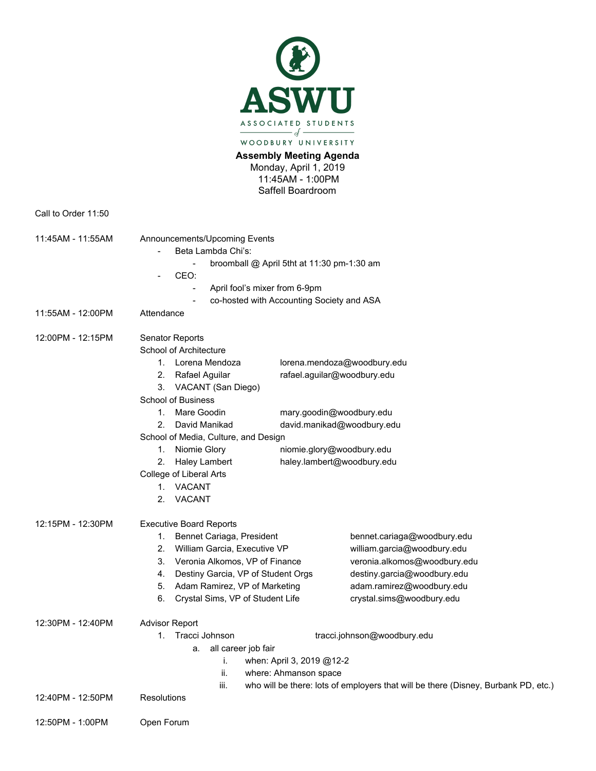ASWU
ASSOCIATED STUDENTS
of
WOODBURY UNIVERSITY

# Assembly Meeting Agenda

Monday, April 1, 2019
11:45AM - 1:00PM
Saffell Boardroom

Call to Order 11:50

**11:45AM - 11:55AM** Announcements/Upcoming Events

- Beta Lambda Chi's:
  - broomball @ April 5tht at 11:30 pm-1:30 am
- CEO:
  - April fool's mixer from 6-9pm
  - co-hosted with Accounting Society and ASA

**11:55AM - 12:00PM** Attendance

**12:00PM - 12:15PM** Senator Reports

School of Architecture

1. Lorena Mendoza lorena.mendoza@woodbury.edu
2. Rafael Aguilar rafael.aguilar@woodbury.edu
3. VACANT (San Diego)

School of Business

1. Mare Goodin mary.goodin@woodbury.edu
2. David Manikad david.manikad@woodbury.edu

School of Media, Culture, and Design

1. Niomie Glory niomie.glory@woodbury.edu
2. Haley Lambert haley.lambert@woodbury.edu

College of Liberal Arts

1. VACANT
2. VACANT

**12:15PM - 12:30PM** Executive Board Reports

1. Bennet Cariaga, President bennet.cariaga@woodbury.edu
2. William Garcia, Executive VP william.garcia@woodbury.edu
3. Veronia Alkomos, VP of Finance veronia.alkomos@woodbury.edu
4. Destiny Garcia, VP of Student Orgs destiny.garcia@woodbury.edu
5. Adam Ramirez, VP of Marketing adam.ramirez@woodbury.edu
6. Crystal Sims, VP of Student Life crystal.sims@woodbury.edu

**12:30PM - 12:40PM** Advisor Report

1. Tracci Johnson tracci.johnson@woodbury.edu
   a. all career job fair
      i. when: April 3, 2019 @12-2
      ii. where: Ahmanson space
      iii. who will be there: lots of employers that will be there (Disney, Burbank PD, etc.)

**12:40PM - 12:50PM** Resolutions

**12:50PM - 1:00PM** Open Forum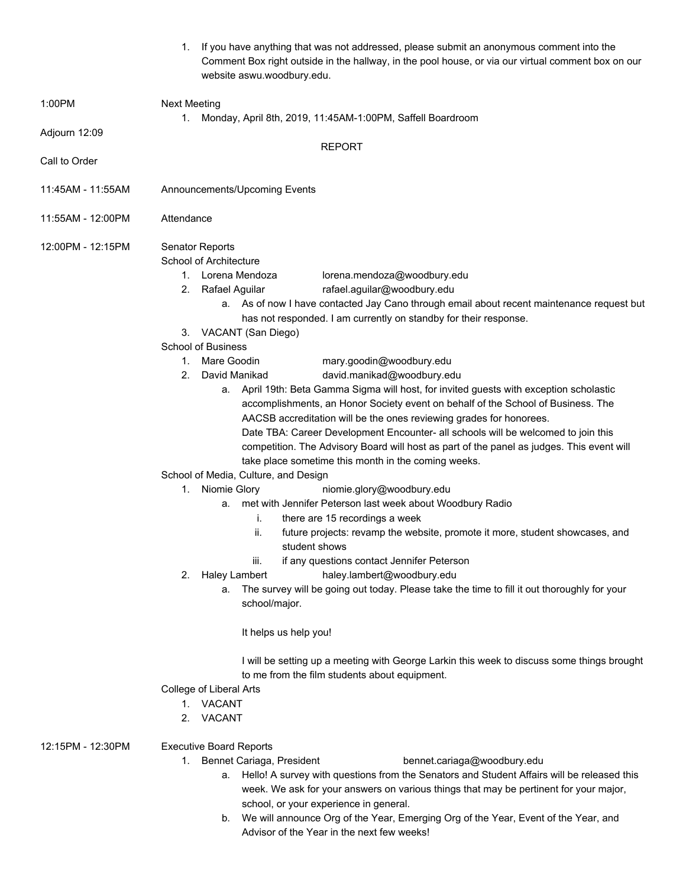1. If you have anything that was not addressed, please submit an anonymous comment into the Comment Box right outside in the hallway, in the pool house, or via our virtual comment box on our website aswu.woodbury.edu.

1:00PM Next Meeting

1. Monday, April 8th, 2019, 11:45AM-1:00PM, Saffell Boardroom

Adjourn 12:09

REPORT

Call to Order

11:45AM - 11:55AM Announcements/Upcoming Events

11:55AM - 12:00PM Attendance

12:00PM - 12:15PM Senator Reports

School of Architecture

1. Lorena Mendoza lorena.mendoza@woodbury.edu
2. Rafael Aguilar rafael.aguilar@woodbury.edu
   a. As of now I have contacted Jay Cano through email about recent maintenance request but has not responded. I am currently on standby for their response.
3. VACANT (San Diego)

School of Business

1. Mare Goodin mary.goodin@woodbury.edu
2. David Manikad david.manikad@woodbury.edu
   a. April 19th: Beta Gamma Sigma will host, for invited guests with exception scholastic accomplishments, an Honor Society event on behalf of the School of Business. The AACSB accreditation will be the ones reviewing grades for honorees.
      Date TBA: Career Development Encounter- all schools will be welcomed to join this competition. The Advisory Board will host as part of the panel as judges. This event will take place sometime this month in the coming weeks.

School of Media, Culture, and Design

1. Niomie Glory niomie.glory@woodbury.edu
   a. met with Jennifer Peterson last week about Woodbury Radio
      i. there are 15 recordings a week
      ii. future projects: revamp the website, promote it more, student showcases, and student shows
      iii. if any questions contact Jennifer Peterson
2. Haley Lambert haley.lambert@woodbury.edu
   a. The survey will be going out today. Please take the time to fill it out thoroughly for your school/major.

      It helps us help you!

      I will be setting up a meeting with George Larkin this week to discuss some things brought to me from the film students about equipment.

College of Liberal Arts

1. VACANT
2. VACANT

12:15PM - 12:30PM Executive Board Reports

1. Bennet Cariaga, President bennet.cariaga@woodbury.edu
   a. Hello! A survey with questions from the Senators and Student Affairs will be released this week. We ask for your answers on various things that may be pertinent for your major, school, or your experience in general.
   b. We will announce Org of the Year, Emerging Org of the Year, Event of the Year, and Advisor of the Year in the next few weeks!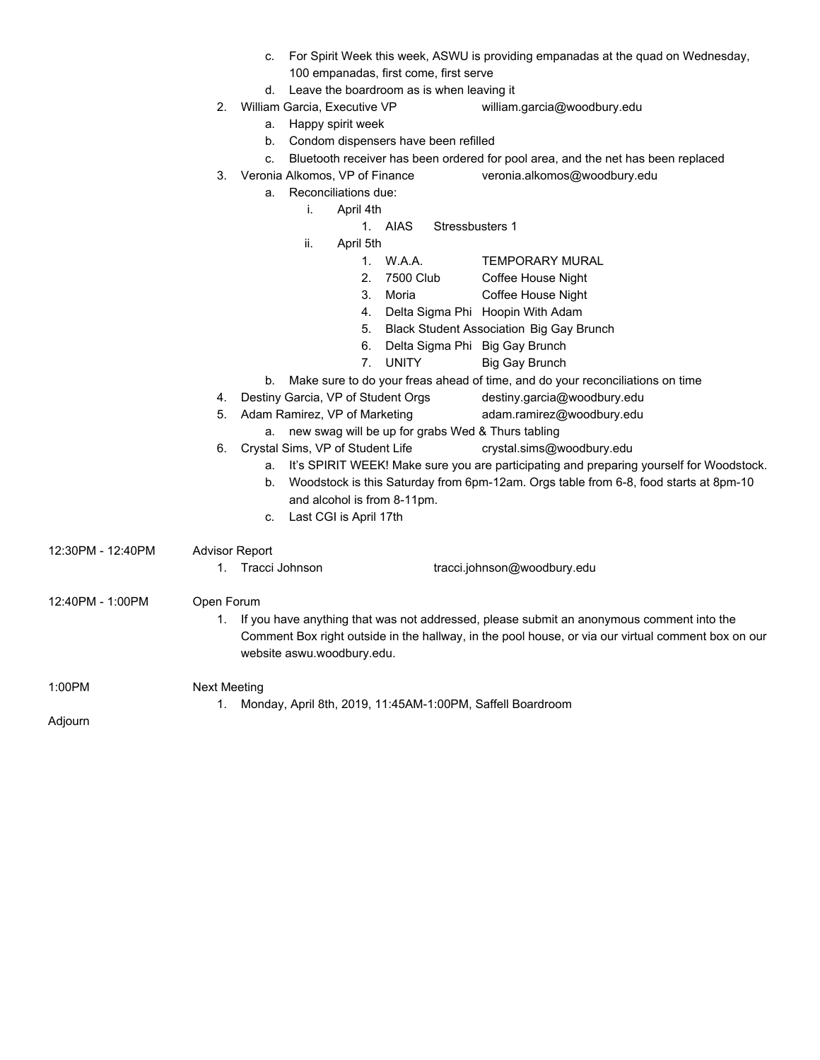c. For Spirit Week this week, ASWU is providing empanadas at the quad on Wednesday, 100 empanadas, first come, first serve
d. Leave the boardroom as is when leaving it

2. William Garcia, Executive VP william.garcia@woodbury.edu
   a. Happy spirit week
   b. Condom dispensers have been refilled
   c. Bluetooth receiver has been ordered for pool area, and the net has been replaced
3. Veronia Alkomos, VP of Finance veronia.alkomos@woodbury.edu
   a. Reconciliations due:
      i. April 4th
         1. AIAS Stressbusters 1
      ii. April 5th
         1. W.A.A. TEMPORARY MURAL
         2. 7500 Club Coffee House Night
         3. Moria Coffee House Night
         4. Delta Sigma Phi Hoopin With Adam
         5. Black Student Association Big Gay Brunch
         6. Delta Sigma Phi Big Gay Brunch
         7. UNITY Big Gay Brunch
   b. Make sure to do your freas ahead of time, and do your reconciliations on time
4. Destiny Garcia, VP of Student Orgs destiny.garcia@woodbury.edu
5. Adam Ramirez, VP of Marketing adam.ramirez@woodbury.edu
   a. new swag will be up for grabs Wed & Thurs tabling
6. Crystal Sims, VP of Student Life crystal.sims@woodbury.edu
   a. It's SPIRIT WEEK! Make sure you are participating and preparing yourself for Woodstock.
   b. Woodstock is this Saturday from 6pm-12am. Orgs table from 6-8, food starts at 8pm-10 and alcohol is from 8-11pm.
   c. Last CGI is April 17th

12:30PM - 12:40PM Advisor Report

1. Tracci Johnson tracci.johnson@woodbury.edu

12:40PM - 1:00PM Open Forum

1. If you have anything that was not addressed, please submit an anonymous comment into the Comment Box right outside in the hallway, in the pool house, or via our virtual comment box on our website aswu.woodbury.edu.

1:00PM Next Meeting

1. Monday, April 8th, 2019, 11:45AM-1:00PM, Saffell Boardroom

Adjourn